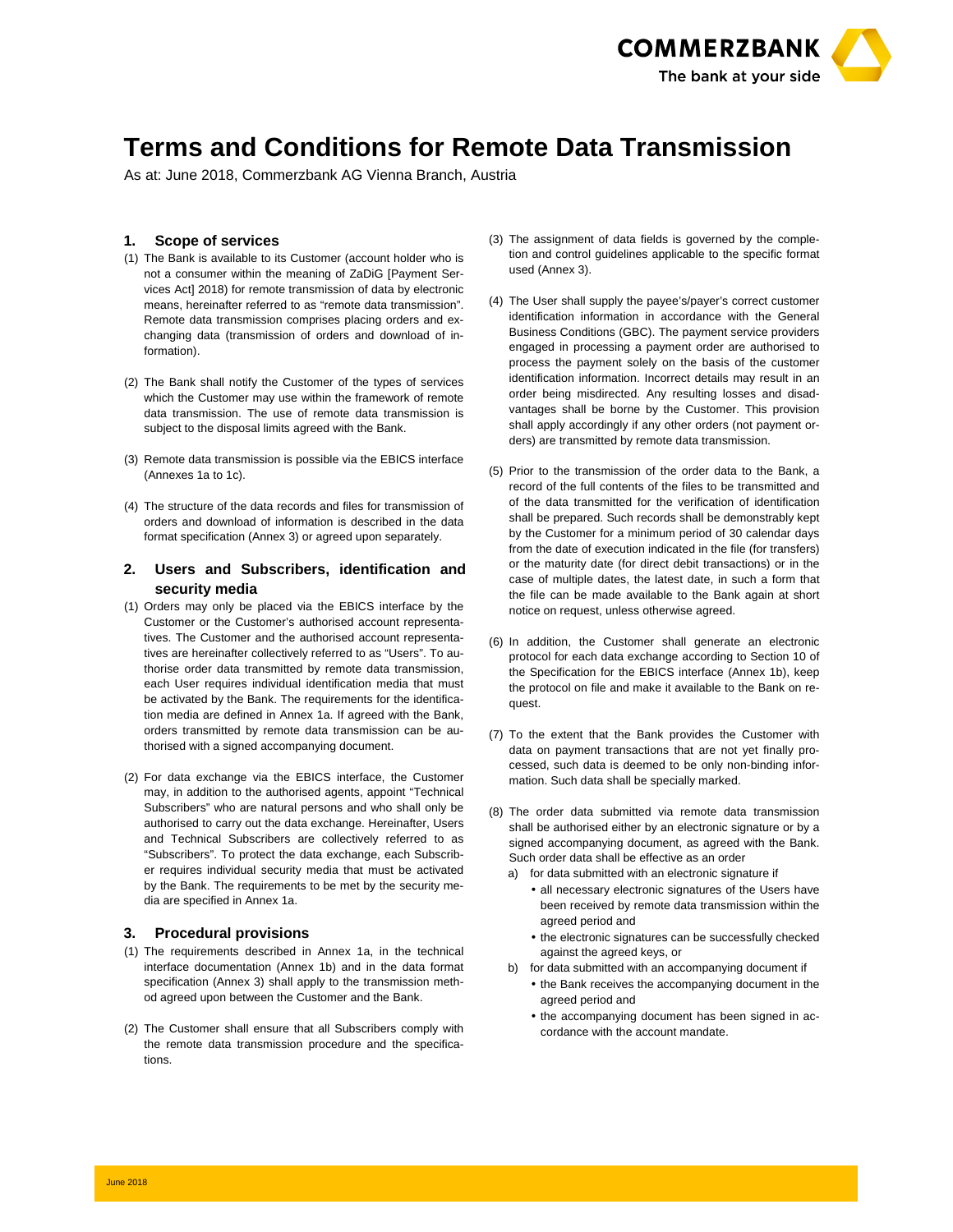# Terms and Conditions for Remote Data Transmission

As at: June 2018, Commerzbank AG Vienna Branch, Austria

## 1. Scope of services

(1) The Bank is available to its Customer (account holder who is not a consumer within the meaning of ZaDiG [Payment Services Act] 2018) for remote transmission of data by electronic means, hereinafter referred to as "remote data transmission". Remote data transmission comprises placing orders and exchanging data (transmission of orders and download of information).

(2) The Bank shall notify the Customer of the types of services which the Customer may use within the framework of remote data transmission. The use of remote data transmission is subject to the disposal limits agreed with the Bank.

(3) Remote data transmission is possible via the EBICS interface (Annexes 1a to 1c).

(4) The structure of the data records and files for transmission of orders and download of information is described in the data format specification (Annex 3) or agreed upon separately.

## 2. Users and Subscribers, identification and security media

(1) Orders may only be placed via the EBICS interface by the Customer or the Customer's authorised account representatives. The Customer and the authorised account representatives are hereinafter collectively referred to as "Users". To authorise order data transmitted by remote data transmission, each User requires individual identification media that must be activated by the Bank. The requirements for the identification media are defined in Annex 1a. If agreed with the Bank, orders transmitted by remote data transmission can be authorised with a signed accompanying document.

(2) For data exchange via the EBICS interface, the Customer may, in addition to the authorised agents, appoint "Technical Subscribers" who are natural persons and who shall only be authorised to carry out the data exchange. Hereinafter, Users and Technical Subscribers are collectively referred to as "Subscribers". To protect the data exchange, each Subscriber requires individual security media that must be activated by the Bank. The requirements to be met by the security media are specified in Annex 1a.

## 3. Procedural provisions

(1) The requirements described in Annex 1a, in the technical interface documentation (Annex 1b) and in the data format specification (Annex 3) shall apply to the transmission method agreed upon between the Customer and the Bank.

(2) The Customer shall ensure that all Subscribers comply with the remote data transmission procedure and the specifications.

(3) The assignment of data fields is governed by the completion and control guidelines applicable to the specific format used (Annex 3).

(4) The User shall supply the payee's/payer's correct customer identification information in accordance with the General Business Conditions (GBC). The payment service providers engaged in processing a payment order are authorised to process the payment solely on the basis of the customer identification information. Incorrect details may result in an order being misdirected. Any resulting losses and disadvantages shall be borne by the Customer. This provision shall apply accordingly if any other orders (not payment orders) are transmitted by remote data transmission.

(5) Prior to the transmission of the order data to the Bank, a record of the full contents of the files to be transmitted and of the data transmitted for the verification of identification shall be prepared. Such records shall be demonstrably kept by the Customer for a minimum period of 30 calendar days from the date of execution indicated in the file (for transfers) or the maturity date (for direct debit transactions) or in the case of multiple dates, the latest date, in such a form that the file can be made available to the Bank again at short notice on request, unless otherwise agreed.

(6) In addition, the Customer shall generate an electronic protocol for each data exchange according to Section 10 of the Specification for the EBICS interface (Annex 1b), keep the protocol on file and make it available to the Bank on request.

(7) To the extent that the Bank provides the Customer with data on payment transactions that are not yet finally processed, such data is deemed to be only non-binding information. Such data shall be specially marked.

(8) The order data submitted via remote data transmission shall be authorised either by an electronic signature or by a signed accompanying document, as agreed with the Bank. Such order data shall be effective as an order

a) for data submitted with an electronic signature if
   - all necessary electronic signatures of the Users have been received by remote data transmission within the agreed period and
   - the electronic signatures can be successfully checked against the agreed keys, or

b) for data submitted with an accompanying document if
   - the Bank receives the accompanying document in the agreed period and
   - the accompanying document has been signed in accordance with the account mandate.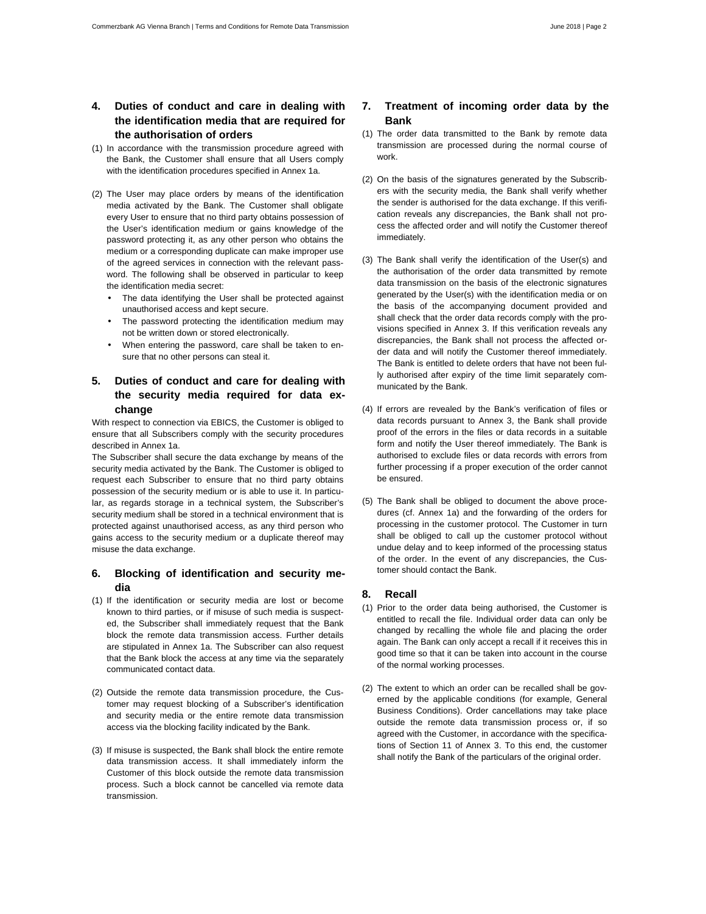## 4. Duties of conduct and care in dealing with the identification media that are required for the authorisation of orders

(1) In accordance with the transmission procedure agreed with the Bank, the Customer shall ensure that all Users comply with the identification procedures specified in Annex 1a.

(2) The User may place orders by means of the identification media activated by the Bank. The Customer shall obligate every User to ensure that no third party obtains possession of the User's identification medium or gains knowledge of the password protecting it, as any other person who obtains the medium or a corresponding duplicate can make improper use of the agreed services in connection with the relevant password. The following shall be observed in particular to keep the identification media secret:

- The data identifying the User shall be protected against unauthorised access and kept secure.
- The password protecting the identification medium may not be written down or stored electronically.
- When entering the password, care shall be taken to ensure that no other persons can steal it.

## 5. Duties of conduct and care for dealing with the security media required for data exchange

With respect to connection via EBICS, the Customer is obliged to ensure that all Subscribers comply with the security procedures described in Annex 1a.

The Subscriber shall secure the data exchange by means of the security media activated by the Bank. The Customer is obliged to request each Subscriber to ensure that no third party obtains possession of the security medium or is able to use it. In particular, as regards storage in a technical system, the Subscriber's security medium shall be stored in a technical environment that is protected against unauthorised access, as any third person who gains access to the security medium or a duplicate thereof may misuse the data exchange.

## 6. Blocking of identification and security media

(1) If the identification or security media are lost or become known to third parties, or if misuse of such media is suspected, the Subscriber shall immediately request that the Bank block the remote data transmission access. Further details are stipulated in Annex 1a. The Subscriber can also request that the Bank block the access at any time via the separately communicated contact data.

(2) Outside the remote data transmission procedure, the Customer may request blocking of a Subscriber's identification and security media or the entire remote data transmission access via the blocking facility indicated by the Bank.

(3) If misuse is suspected, the Bank shall block the entire remote data transmission access. It shall immediately inform the Customer of this block outside the remote data transmission process. Such a block cannot be cancelled via remote data transmission.

## 7. Treatment of incoming order data by the Bank

(1) The order data transmitted to the Bank by remote data transmission are processed during the normal course of work.

(2) On the basis of the signatures generated by the Subscribers with the security media, the Bank shall verify whether the sender is authorised for the data exchange. If this verification reveals any discrepancies, the Bank shall not process the affected order and will notify the Customer thereof immediately.

(3) The Bank shall verify the identification of the User(s) and the authorisation of the order data transmitted by remote data transmission on the basis of the electronic signatures generated by the User(s) with the identification media or on the basis of the accompanying document provided and shall check that the order data records comply with the provisions specified in Annex 3. If this verification reveals any discrepancies, the Bank shall not process the affected order data and will notify the Customer thereof immediately. The Bank is entitled to delete orders that have not been fully authorised after expiry of the time limit separately communicated by the Bank.

(4) If errors are revealed by the Bank's verification of files or data records pursuant to Annex 3, the Bank shall provide proof of the errors in the files or data records in a suitable form and notify the User thereof immediately. The Bank is authorised to exclude files or data records with errors from further processing if a proper execution of the order cannot be ensured.

(5) The Bank shall be obliged to document the above procedures (cf. Annex 1a) and the forwarding of the orders for processing in the customer protocol. The Customer in turn shall be obliged to call up the customer protocol without undue delay and to keep informed of the processing status of the order. In the event of any discrepancies, the Customer should contact the Bank.

## 8. Recall

(1) Prior to the order data being authorised, the Customer is entitled to recall the file. Individual order data can only be changed by recalling the whole file and placing the order again. The Bank can only accept a recall if it receives this in good time so that it can be taken into account in the course of the normal working processes.

(2) The extent to which an order can be recalled shall be governed by the applicable conditions (for example, General Business Conditions). Order cancellations may take place outside the remote data transmission process or, if so agreed with the Customer, in accordance with the specifications of Section 11 of Annex 3. To this end, the customer shall notify the Bank of the particulars of the original order.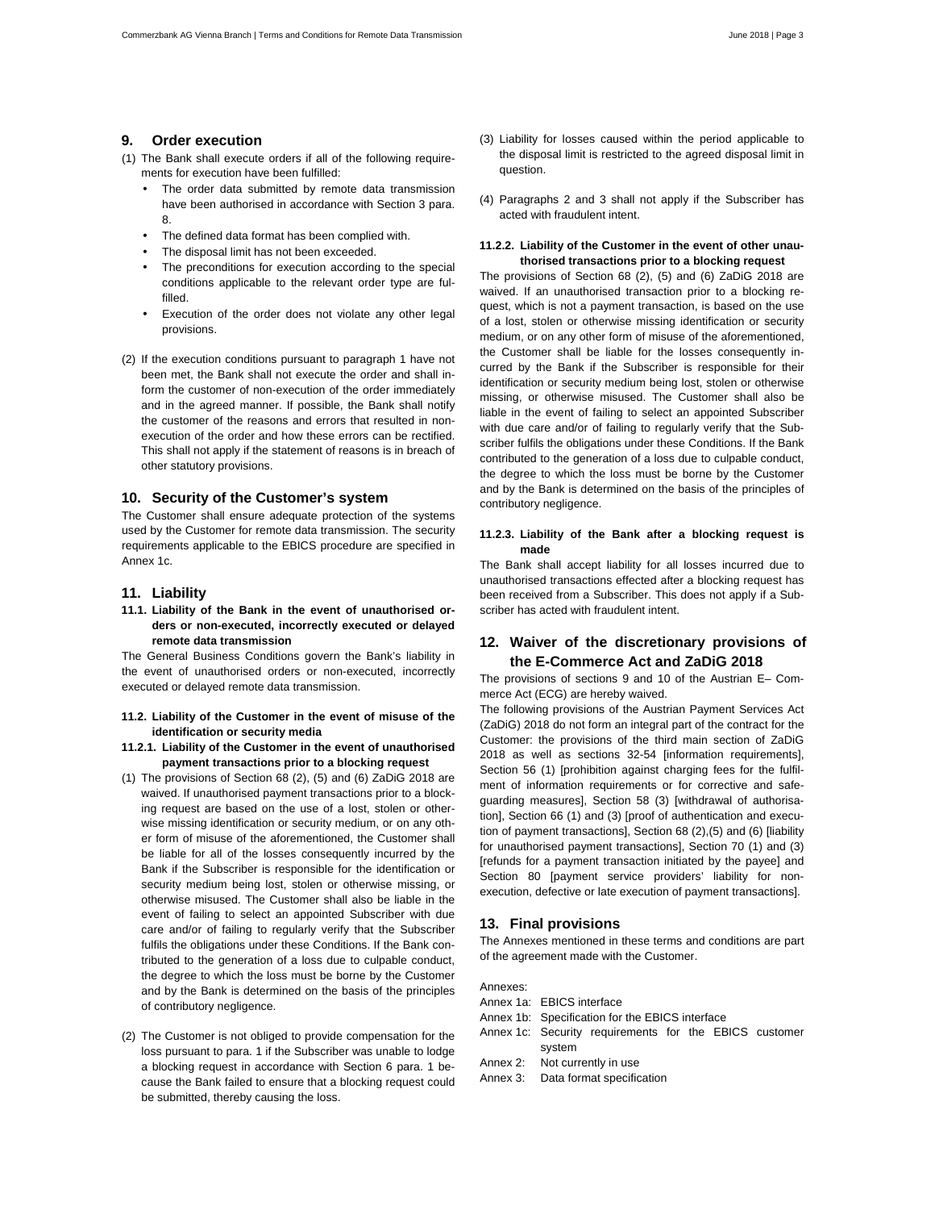## 9. Order execution

(1) The Bank shall execute orders if all of the following requirements for execution have been fulfilled:

- The order data submitted by remote data transmission have been authorised in accordance with Section 3 para. 8.
- The defined data format has been complied with.
- The disposal limit has not been exceeded.
- The preconditions for execution according to the special conditions applicable to the relevant order type are fulfilled.
- Execution of the order does not violate any other legal provisions.

(2) If the execution conditions pursuant to paragraph 1 have not been met, the Bank shall not execute the order and shall inform the customer of non-execution of the order immediately and in the agreed manner. If possible, the Bank shall notify the customer of the reasons and errors that resulted in non-execution of the order and how these errors can be rectified. This shall not apply if the statement of reasons is in breach of other statutory provisions.

## 10. Security of the Customer's system

The Customer shall ensure adequate protection of the systems used by the Customer for remote data transmission. The security requirements applicable to the EBICS procedure are specified in Annex 1c.

## 11. Liability

### 11.1. Liability of the Bank in the event of unauthorised orders or non-executed, incorrectly executed or delayed remote data transmission

The General Business Conditions govern the Bank's liability in the event of unauthorised orders or non-executed, incorrectly executed or delayed remote data transmission.

### 11.2. Liability of the Customer in the event of misuse of the identification or security media

#### 11.2.1. Liability of the Customer in the event of unauthorised payment transactions prior to a blocking request

(1) The provisions of Section 68 (2), (5) and (6) ZaDiG 2018 are waived. If unauthorised payment transactions prior to a blocking request are based on the use of a lost, stolen or otherwise missing identification or security medium, or on any other form of misuse of the aforementioned, the Customer shall be liable for all of the losses consequently incurred by the Bank if the Subscriber is responsible for the identification or security medium being lost, stolen or otherwise missing, or otherwise misused. The Customer shall also be liable in the event of failing to select an appointed Subscriber with due care and/or of failing to regularly verify that the Subscriber fulfils the obligations under these Conditions. If the Bank contributed to the generation of a loss due to culpable conduct, the degree to which the loss must be borne by the Customer and by the Bank is determined on the basis of the principles of contributory negligence.

(2) The Customer is not obliged to provide compensation for the loss pursuant to para. 1 if the Subscriber was unable to lodge a blocking request in accordance with Section 6 para. 1 because the Bank failed to ensure that a blocking request could be submitted, thereby causing the loss.

(3) Liability for losses caused within the period applicable to the disposal limit is restricted to the agreed disposal limit in question.

(4) Paragraphs 2 and 3 shall not apply if the Subscriber has acted with fraudulent intent.

#### 11.2.2. Liability of the Customer in the event of other unauthorised transactions prior to a blocking request

The provisions of Section 68 (2), (5) and (6) ZaDiG 2018 are waived. If an unauthorised transaction prior to a blocking request, which is not a payment transaction, is based on the use of a lost, stolen or otherwise missing identification or security medium, or on any other form of misuse of the aforementioned, the Customer shall be liable for the losses consequently incurred by the Bank if the Subscriber is responsible for their identification or security medium being lost, stolen or otherwise missing, or otherwise misused. The Customer shall also be liable in the event of failing to select an appointed Subscriber with due care and/or of failing to regularly verify that the Subscriber fulfils the obligations under these Conditions. If the Bank contributed to the generation of a loss due to culpable conduct, the degree to which the loss must be borne by the Customer and by the Bank is determined on the basis of the principles of contributory negligence.

#### 11.2.3. Liability of the Bank after a blocking request is made

The Bank shall accept liability for all losses incurred due to unauthorised transactions effected after a blocking request has been received from a Subscriber. This does not apply if a Subscriber has acted with fraudulent intent.

## 12. Waiver of the discretionary provisions of the E-Commerce Act and ZaDiG 2018

The provisions of sections 9 and 10 of the Austrian E– Commerce Act (ECG) are hereby waived.

The following provisions of the Austrian Payment Services Act (ZaDiG) 2018 do not form an integral part of the contract for the Customer: the provisions of the third main section of ZaDiG 2018 as well as sections 32-54 [information requirements], Section 56 (1) [prohibition against charging fees for the fulfilment of information requirements or for corrective and safeguarding measures], Section 58 (3) [withdrawal of authorisation], Section 66 (1) and (3) [proof of authentication and execution of payment transactions], Section 68 (2),(5) and (6) [liability for unauthorised payment transactions], Section 70 (1) and (3) [refunds for a payment transaction initiated by the payee] and Section 80 [payment service providers' liability for non-execution, defective or late execution of payment transactions].

## 13. Final provisions

The Annexes mentioned in these terms and conditions are part of the agreement made with the Customer.

Annexes:

Annex 1a: EBICS interface
Annex 1b: Specification for the EBICS interface
Annex 1c: Security requirements for the EBICS customer system
Annex 2: Not currently in use
Annex 3: Data format specification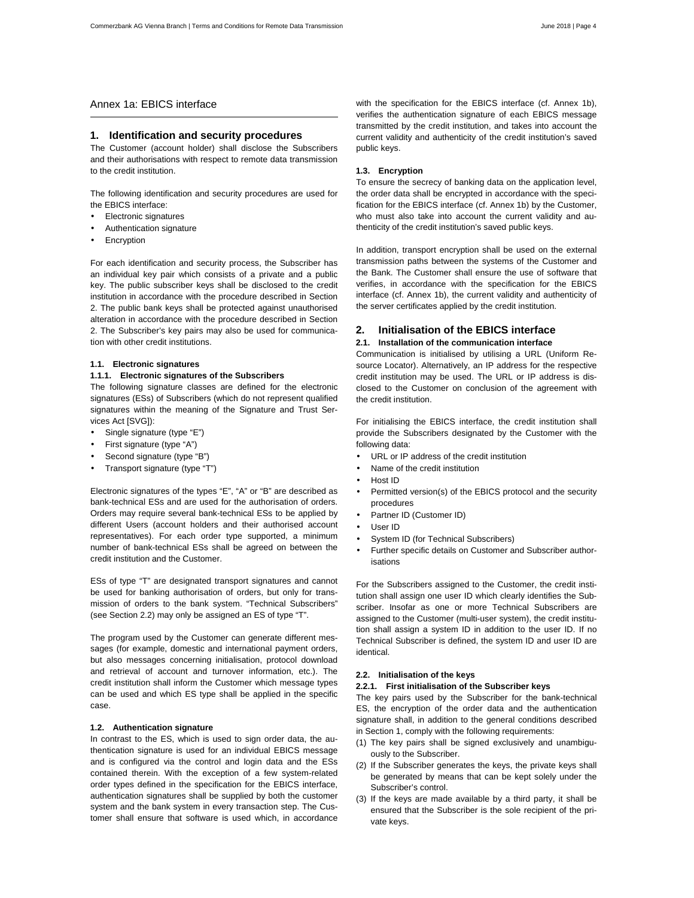## Annex 1a: EBICS interface

### 1. Identification and security procedures

The Customer (account holder) shall disclose the Subscribers and their authorisations with respect to remote data transmission to the credit institution.

The following identification and security procedures are used for the EBICS interface:

- Electronic signatures
- Authentication signature
- Encryption

For each identification and security process, the Subscriber has an individual key pair which consists of a private and a public key. The public subscriber keys shall be disclosed to the credit institution in accordance with the procedure described in Section 2. The public bank keys shall be protected against unauthorised alteration in accordance with the procedure described in Section 2. The Subscriber's key pairs may also be used for communication with other credit institutions.

#### 1.1. Electronic signatures

##### 1.1.1. Electronic signatures of the Subscribers

The following signature classes are defined for the electronic signatures (ESs) of Subscribers (which do not represent qualified signatures within the meaning of the Signature and Trust Services Act [SVG]):

- Single signature (type "E")
- First signature (type "A")
- Second signature (type "B")
- Transport signature (type "T")

Electronic signatures of the types "E", "A" or "B" are described as bank-technical ESs and are used for the authorisation of orders. Orders may require several bank-technical ESs to be applied by different Users (account holders and their authorised account representatives). For each order type supported, a minimum number of bank-technical ESs shall be agreed on between the credit institution and the Customer.

ESs of type "T" are designated transport signatures and cannot be used for banking authorisation of orders, but only for transmission of orders to the bank system. "Technical Subscribers" (see Section 2.2) may only be assigned an ES of type "T".

The program used by the Customer can generate different messages (for example, domestic and international payment orders, but also messages concerning initialisation, protocol download and retrieval of account and turnover information, etc.). The credit institution shall inform the Customer which message types can be used and which ES type shall be applied in the specific case.

#### 1.2. Authentication signature

In contrast to the ES, which is used to sign order data, the authentication signature is used for an individual EBICS message and is configured via the control and login data and the ESs contained therein. With the exception of a few system-related order types defined in the specification for the EBICS interface, authentication signatures shall be supplied by both the customer system and the bank system in every transaction step. The Customer shall ensure that software is used which, in accordance with the specification for the EBICS interface (cf. Annex 1b), verifies the authentication signature of each EBICS message transmitted by the credit institution, and takes into account the current validity and authenticity of the credit institution's saved public keys.

#### 1.3. Encryption

To ensure the secrecy of banking data on the application level, the order data shall be encrypted in accordance with the specification for the EBICS interface (cf. Annex 1b) by the Customer, who must also take into account the current validity and authenticity of the credit institution's saved public keys.

In addition, transport encryption shall be used on the external transmission paths between the systems of the Customer and the Bank. The Customer shall ensure the use of software that verifies, in accordance with the specification for the EBICS interface (cf. Annex 1b), the current validity and authenticity of the server certificates applied by the credit institution.

### 2. Initialisation of the EBICS interface

#### 2.1. Installation of the communication interface

Communication is initialised by utilising a URL (Uniform Resource Locator). Alternatively, an IP address for the respective credit institution may be used. The URL or IP address is disclosed to the Customer on conclusion of the agreement with the credit institution.

For initialising the EBICS interface, the credit institution shall provide the Subscribers designated by the Customer with the following data:

- URL or IP address of the credit institution
- Name of the credit institution
- Host ID
- Permitted version(s) of the EBICS protocol and the security procedures
- Partner ID (Customer ID)
- User ID
- System ID (for Technical Subscribers)
- Further specific details on Customer and Subscriber authorisations

For the Subscribers assigned to the Customer, the credit institution shall assign one user ID which clearly identifies the Subscriber. Insofar as one or more Technical Subscribers are assigned to the Customer (multi-user system), the credit institution shall assign a system ID in addition to the user ID. If no Technical Subscriber is defined, the system ID and user ID are identical.

#### 2.2. Initialisation of the keys

##### 2.2.1. First initialisation of the Subscriber keys

The key pairs used by the Subscriber for the bank-technical ES, the encryption of the order data and the authentication signature shall, in addition to the general conditions described in Section 1, comply with the following requirements:

(1) The key pairs shall be signed exclusively and unambiguously to the Subscriber.
(2) If the Subscriber generates the keys, the private keys shall be generated by means that can be kept solely under the Subscriber's control.
(3) If the keys are made available by a third party, it shall be ensured that the Subscriber is the sole recipient of the private keys.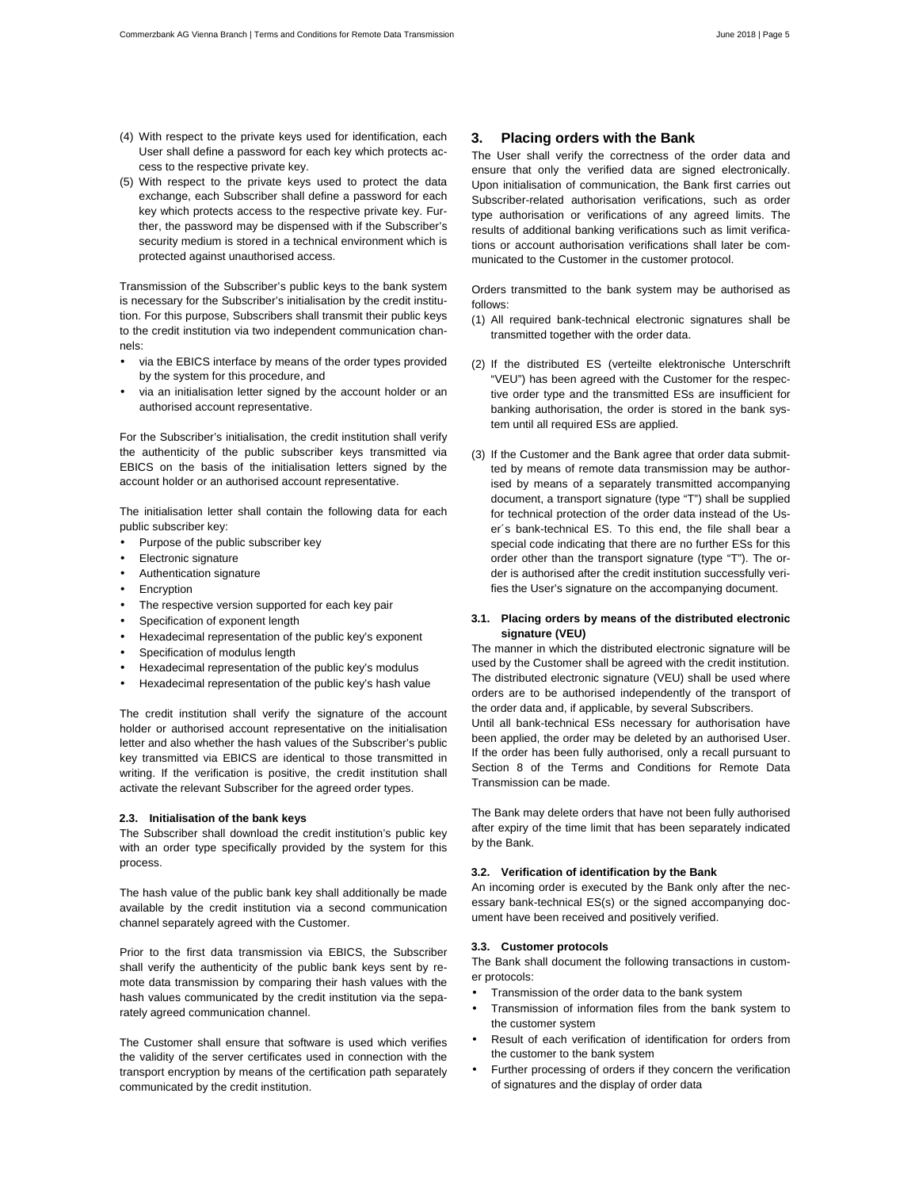(4) With respect to the private keys used for identification, each User shall define a password for each key which protects access to the respective private key.

(5) With respect to the private keys used to protect the data exchange, each Subscriber shall define a password for each key which protects access to the respective private key. Further, the password may be dispensed with if the Subscriber's security medium is stored in a technical environment which is protected against unauthorised access.

Transmission of the Subscriber's public keys to the bank system is necessary for the Subscriber's initialisation by the credit institution. For this purpose, Subscribers shall transmit their public keys to the credit institution via two independent communication channels:

- via the EBICS interface by means of the order types provided by the system for this procedure, and
- via an initialisation letter signed by the account holder or an authorised account representative.

For the Subscriber's initialisation, the credit institution shall verify the authenticity of the public subscriber keys transmitted via EBICS on the basis of the initialisation letters signed by the account holder or an authorised account representative.

The initialisation letter shall contain the following data for each public subscriber key:

- Purpose of the public subscriber key
- Electronic signature
- Authentication signature
- Encryption
- The respective version supported for each key pair
- Specification of exponent length
- Hexadecimal representation of the public key's exponent
- Specification of modulus length
- Hexadecimal representation of the public key's modulus
- Hexadecimal representation of the public key's hash value

The credit institution shall verify the signature of the account holder or authorised account representative on the initialisation letter and also whether the hash values of the Subscriber's public key transmitted via EBICS are identical to those transmitted in writing. If the verification is positive, the credit institution shall activate the relevant Subscriber for the agreed order types.

### 2.3. Initialisation of the bank keys

The Subscriber shall download the credit institution's public key with an order type specifically provided by the system for this process.

The hash value of the public bank key shall additionally be made available by the credit institution via a second communication channel separately agreed with the Customer.

Prior to the first data transmission via EBICS, the Subscriber shall verify the authenticity of the public bank keys sent by remote data transmission by comparing their hash values with the hash values communicated by the credit institution via the separately agreed communication channel.

The Customer shall ensure that software is used which verifies the validity of the server certificates used in connection with the transport encryption by means of the certification path separately communicated by the credit institution.

## 3. Placing orders with the Bank

The User shall verify the correctness of the order data and ensure that only the verified data are signed electronically. Upon initialisation of communication, the Bank first carries out Subscriber-related authorisation verifications, such as order type authorisation or verifications of any agreed limits. The results of additional banking verifications such as limit verifications or account authorisation verifications shall later be communicated to the Customer in the customer protocol.

Orders transmitted to the bank system may be authorised as follows:

(1) All required bank-technical electronic signatures shall be transmitted together with the order data.

(2) If the distributed ES (verteilte elektronische Unterschrift "VEU") has been agreed with the Customer for the respective order type and the transmitted ESs are insufficient for banking authorisation, the order is stored in the bank system until all required ESs are applied.

(3) If the Customer and the Bank agree that order data submitted by means of remote data transmission may be authorised by means of a separately transmitted accompanying document, a transport signature (type "T") shall be supplied for technical protection of the order data instead of the User´s bank-technical ES. To this end, the file shall bear a special code indicating that there are no further ESs for this order other than the transport signature (type "T"). The order is authorised after the credit institution successfully verifies the User's signature on the accompanying document.

### 3.1. Placing orders by means of the distributed electronic signature (VEU)

The manner in which the distributed electronic signature will be used by the Customer shall be agreed with the credit institution. The distributed electronic signature (VEU) shall be used where orders are to be authorised independently of the transport of the order data and, if applicable, by several Subscribers.
Until all bank-technical ESs necessary for authorisation have been applied, the order may be deleted by an authorised User. If the order has been fully authorised, only a recall pursuant to Section 8 of the Terms and Conditions for Remote Data Transmission can be made.

The Bank may delete orders that have not been fully authorised after expiry of the time limit that has been separately indicated by the Bank.

### 3.2. Verification of identification by the Bank

An incoming order is executed by the Bank only after the necessary bank-technical ES(s) or the signed accompanying document have been received and positively verified.

### 3.3. Customer protocols

The Bank shall document the following transactions in customer protocols:

- Transmission of the order data to the bank system
- Transmission of information files from the bank system to the customer system
- Result of each verification of identification for orders from the customer to the bank system
- Further processing of orders if they concern the verification of signatures and the display of order data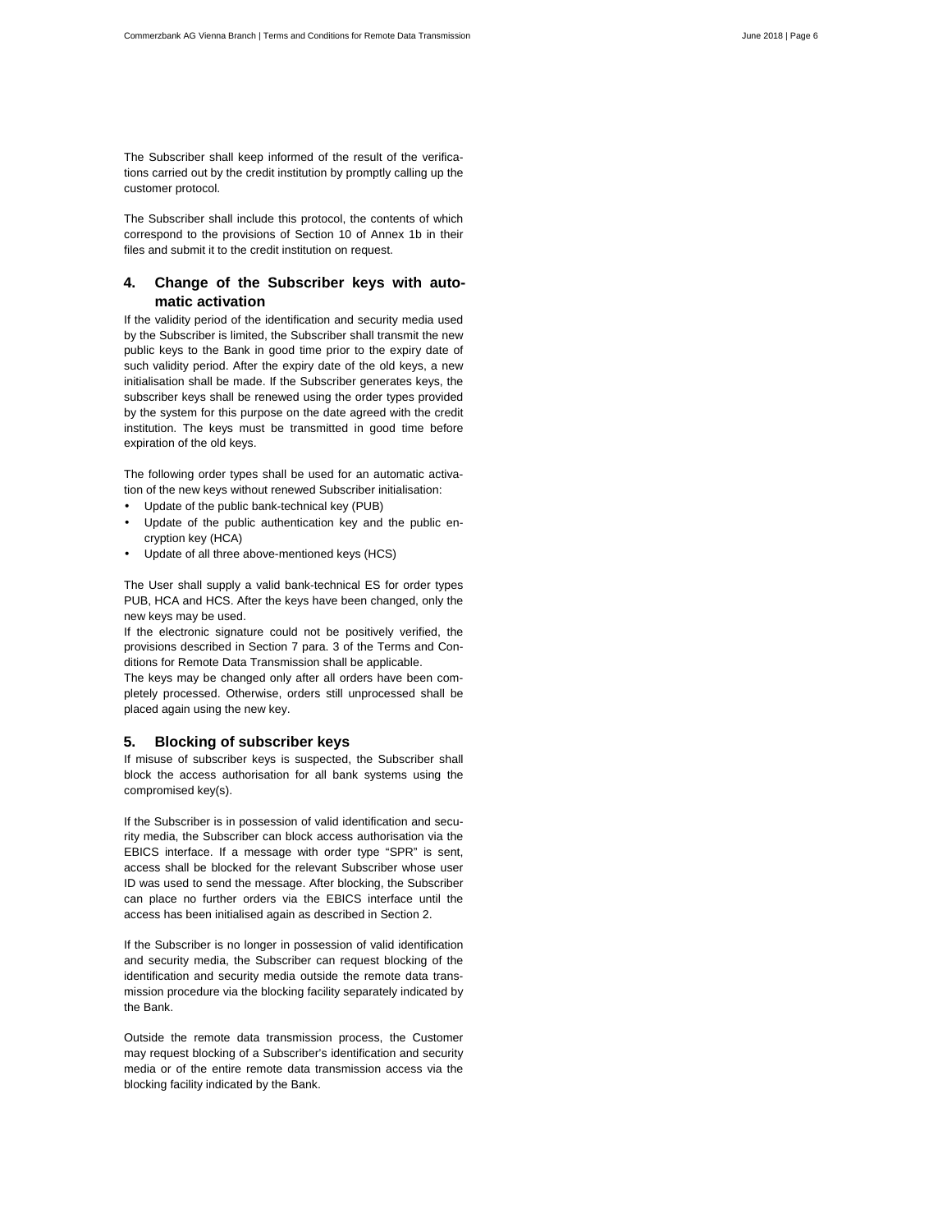The Subscriber shall keep informed of the result of the verifications carried out by the credit institution by promptly calling up the customer protocol.

The Subscriber shall include this protocol, the contents of which correspond to the provisions of Section 10 of Annex 1b in their files and submit it to the credit institution on request.

## 4. Change of the Subscriber keys with automatic activation

If the validity period of the identification and security media used by the Subscriber is limited, the Subscriber shall transmit the new public keys to the Bank in good time prior to the expiry date of such validity period. After the expiry date of the old keys, a new initialisation shall be made. If the Subscriber generates keys, the subscriber keys shall be renewed using the order types provided by the system for this purpose on the date agreed with the credit institution. The keys must be transmitted in good time before expiration of the old keys.

The following order types shall be used for an automatic activation of the new keys without renewed Subscriber initialisation:

- Update of the public bank-technical key (PUB)
- Update of the public authentication key and the public encryption key (HCA)
- Update of all three above-mentioned keys (HCS)

The User shall supply a valid bank-technical ES for order types PUB, HCA and HCS. After the keys have been changed, only the new keys may be used.

If the electronic signature could not be positively verified, the provisions described in Section 7 para. 3 of the Terms and Conditions for Remote Data Transmission shall be applicable.

The keys may be changed only after all orders have been completely processed. Otherwise, orders still unprocessed shall be placed again using the new key.

## 5. Blocking of subscriber keys

If misuse of subscriber keys is suspected, the Subscriber shall block the access authorisation for all bank systems using the compromised key(s).

If the Subscriber is in possession of valid identification and security media, the Subscriber can block access authorisation via the EBICS interface. If a message with order type "SPR" is sent, access shall be blocked for the relevant Subscriber whose user ID was used to send the message. After blocking, the Subscriber can place no further orders via the EBICS interface until the access has been initialised again as described in Section 2.

If the Subscriber is no longer in possession of valid identification and security media, the Subscriber can request blocking of the identification and security media outside the remote data transmission procedure via the blocking facility separately indicated by the Bank.

Outside the remote data transmission process, the Customer may request blocking of a Subscriber's identification and security media or of the entire remote data transmission access via the blocking facility indicated by the Bank.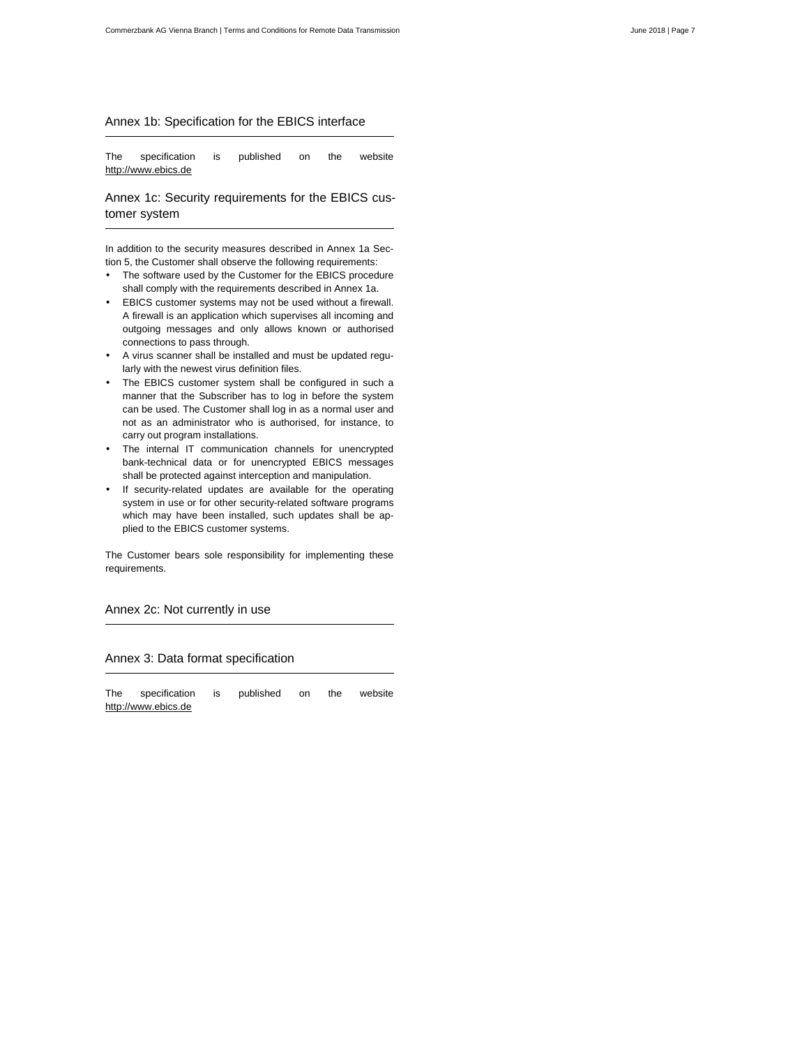## Annex 1b: Specification for the EBICS interface

The specification is published on the website http://www.ebics.de

## Annex 1c: Security requirements for the EBICS customer system

In addition to the security measures described in Annex 1a Section 5, the Customer shall observe the following requirements:

- The software used by the Customer for the EBICS procedure shall comply with the requirements described in Annex 1a.
- EBICS customer systems may not be used without a firewall. A firewall is an application which supervises all incoming and outgoing messages and only allows known or authorised connections to pass through.
- A virus scanner shall be installed and must be updated regularly with the newest virus definition files.
- The EBICS customer system shall be configured in such a manner that the Subscriber has to log in before the system can be used. The Customer shall log in as a normal user and not as an administrator who is authorised, for instance, to carry out program installations.
- The internal IT communication channels for unencrypted bank-technical data or for unencrypted EBICS messages shall be protected against interception and manipulation.
- If security-related updates are available for the operating system in use or for other security-related software programs which may have been installed, such updates shall be applied to the EBICS customer systems.

The Customer bears sole responsibility for implementing these requirements.

## Annex 2c: Not currently in use

## Annex 3: Data format specification

The specification is published on the website http://www.ebics.de